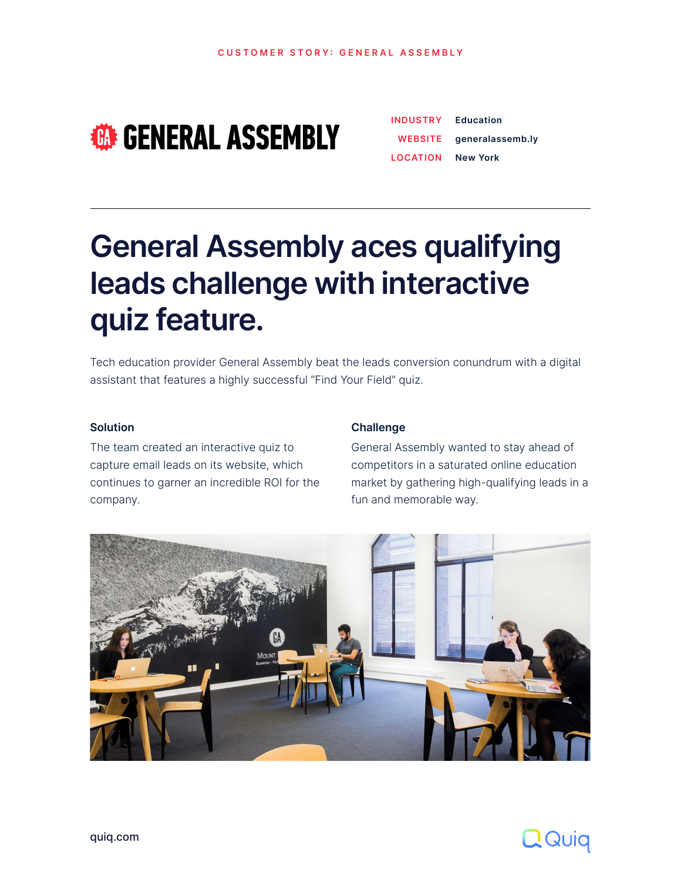CUSTOMER STORY: GENERAL ASSEMBLY

GENERAL ASSEMBLY

| | |
|---|---|
| INDUSTRY | Education |
| WEBSITE | generalassemb.ly |
| LOCATION | New York |

# General Assembly aces qualifying leads challenge with interactive quiz feature.

Tech education provider General Assembly beat the leads conversion conundrum with a digital assistant that features a highly successful "Find Your Field" quiz.

### Solution

The team created an interactive quiz to capture email leads on its website, which continues to garner an incredible ROI for the company.

### Challenge

General Assembly wanted to stay ahead of competitors in a saturated online education market by gathering high-qualifying leads in a fun and memorable way.

quiz.com

Quiq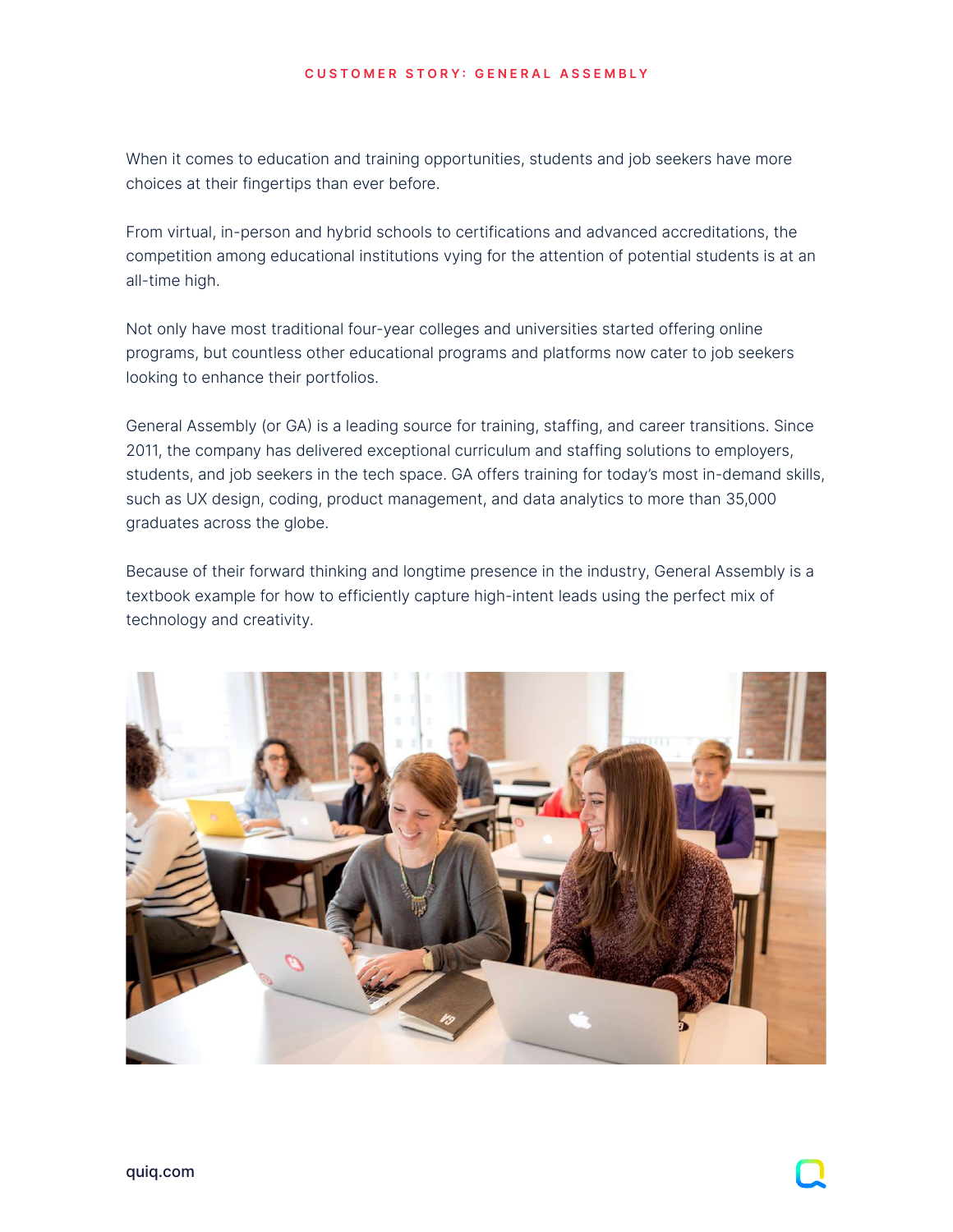When it comes to education and training opportunities, students and job seekers have more choices at their fingertips than ever before.

From virtual, in-person and hybrid schools to certifications and advanced accreditations, the competition among educational institutions vying for the attention of potential students is at an all-time high.

Not only have most traditional four-year colleges and universities started offering online programs, but countless other educational programs and platforms now cater to job seekers looking to enhance their portfolios.

General Assembly (or GA) is a leading source for training, staffing, and career transitions. Since 2011, the company has delivered exceptional curriculum and staffing solutions to employers, students, and job seekers in the tech space. GA offers training for today's most in-demand skills, such as UX design, coding, product management, and data analytics to more than 35,000 graduates across the globe.

Because of their forward thinking and longtime presence in the industry, General Assembly is a textbook example for how to efficiently capture high-intent leads using the perfect mix of technology and creativity.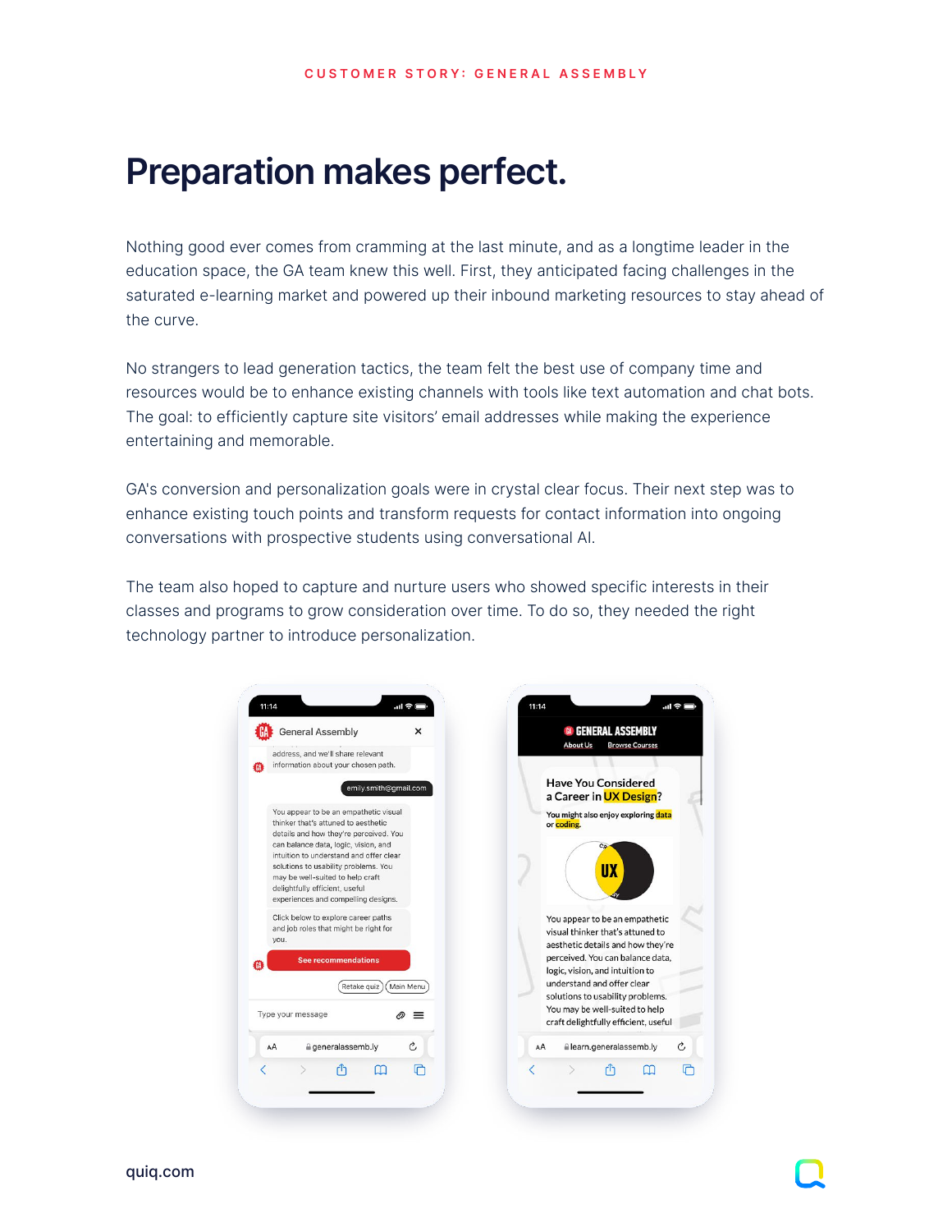# Preparation makes perfect.

Nothing good ever comes from cramming at the last minute, and as a longtime leader in the education space, the GA team knew this well. First, they anticipated facing challenges in the saturated e-learning market and powered up their inbound marketing resources to stay ahead of the curve.

No strangers to lead generation tactics, the team felt the best use of company time and resources would be to enhance existing channels with tools like text automation and chat bots. The goal: to efficiently capture site visitors' email addresses while making the experience entertaining and memorable.

GA's conversion and personalization goals were in crystal clear focus. Their next step was to enhance existing touch points and transform requests for contact information into ongoing conversations with prospective students using conversational AI.

The team also hoped to capture and nurture users who showed specific interests in their classes and programs to grow consideration over time. To do so, they needed the right technology partner to introduce personalization.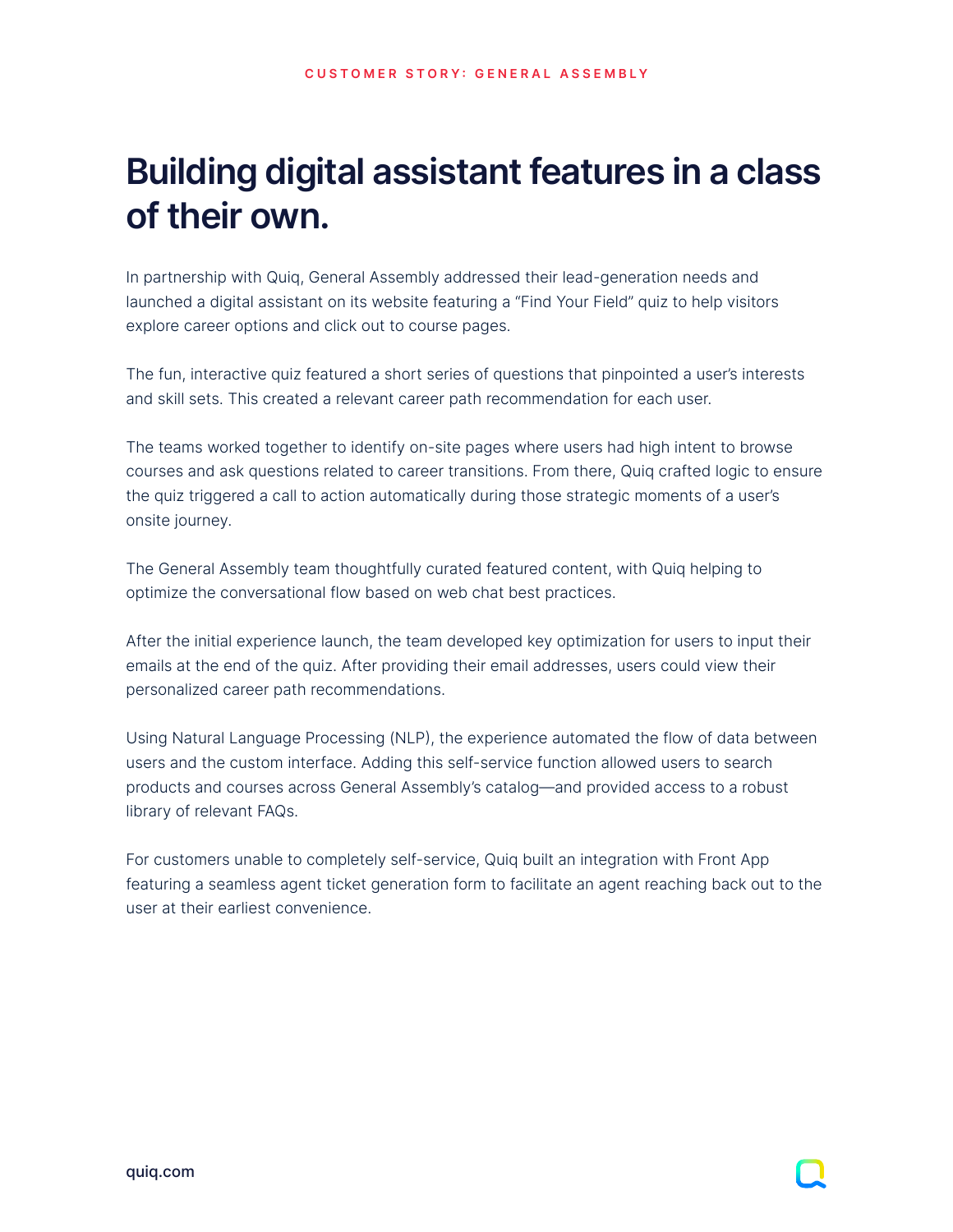CUSTOMER STORY: GENERAL ASSEMBLY

# Building digital assistant features in a class of their own.

In partnership with Quiq, General Assembly addressed their lead-generation needs and launched a digital assistant on its website featuring a "Find Your Field" quiz to help visitors explore career options and click out to course pages.

The fun, interactive quiz featured a short series of questions that pinpointed a user's interests and skill sets. This created a relevant career path recommendation for each user.

The teams worked together to identify on-site pages where users had high intent to browse courses and ask questions related to career transitions. From there, Quiq crafted logic to ensure the quiz triggered a call to action automatically during those strategic moments of a user's onsite journey.

The General Assembly team thoughtfully curated featured content, with Quiq helping to optimize the conversational flow based on web chat best practices.

After the initial experience launch, the team developed key optimization for users to input their emails at the end of the quiz. After providing their email addresses, users could view their personalized career path recommendations.

Using Natural Language Processing (NLP), the experience automated the flow of data between users and the custom interface. Adding this self-service function allowed users to search products and courses across General Assembly's catalog—and provided access to a robust library of relevant FAQs.

For customers unable to completely self-service, Quiq built an integration with Front App featuring a seamless agent ticket generation form to facilitate an agent reaching back out to the user at their earliest convenience.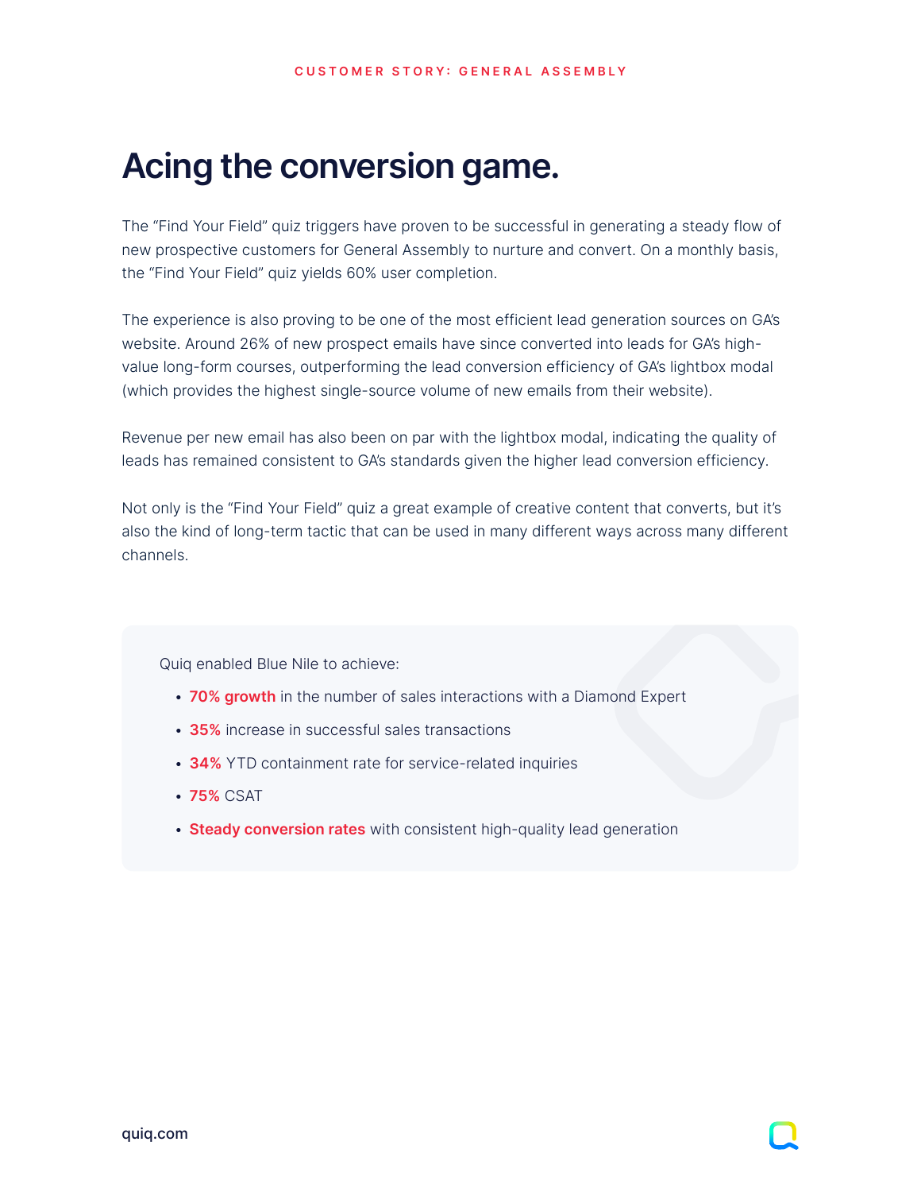CUSTOMER STORY: GENERAL ASSEMBLY

# Acing the conversion game.

The “Find Your Field” quiz triggers have proven to be successful in generating a steady flow of new prospective customers for General Assembly to nurture and convert. On a monthly basis, the “Find Your Field” quiz yields 60% user completion.

The experience is also proving to be one of the most efficient lead generation sources on GA’s website. Around 26% of new prospect emails have since converted into leads for GA’s high-value long-form courses, outperforming the lead conversion efficiency of GA’s lightbox modal (which provides the highest single-source volume of new emails from their website).

Revenue per new email has also been on par with the lightbox modal, indicating the quality of leads has remained consistent to GA’s standards given the higher lead conversion efficiency.

Not only is the “Find Your Field” quiz a great example of creative content that converts, but it’s also the kind of long-term tactic that can be used in many different ways across many different channels.

Quiq enabled Blue Nile to achieve:

- **70% growth** in the number of sales interactions with a Diamond Expert
- **35%** increase in successful sales transactions
- **34%** YTD containment rate for service-related inquiries
- **75%** CSAT
- **Steady conversion rates** with consistent high-quality lead generation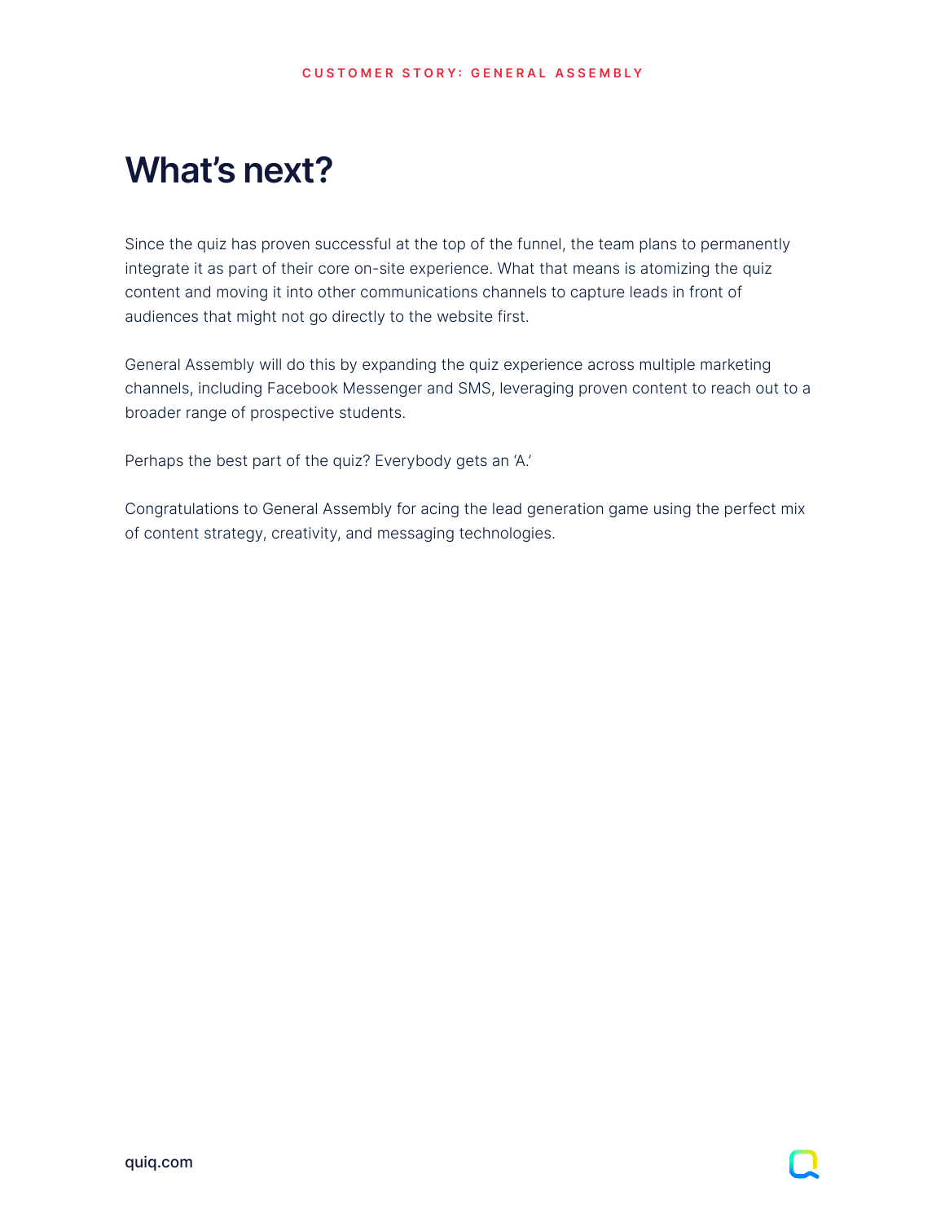# What's next?

Since the quiz has proven successful at the top of the funnel, the team plans to permanently integrate it as part of their core on-site experience. What that means is atomizing the quiz content and moving it into other communications channels to capture leads in front of audiences that might not go directly to the website first.

General Assembly will do this by expanding the quiz experience across multiple marketing channels, including Facebook Messenger and SMS, leveraging proven content to reach out to a broader range of prospective students.

Perhaps the best part of the quiz? Everybody gets an 'A.'

Congratulations to General Assembly for acing the lead generation game using the perfect mix of content strategy, creativity, and messaging technologies.